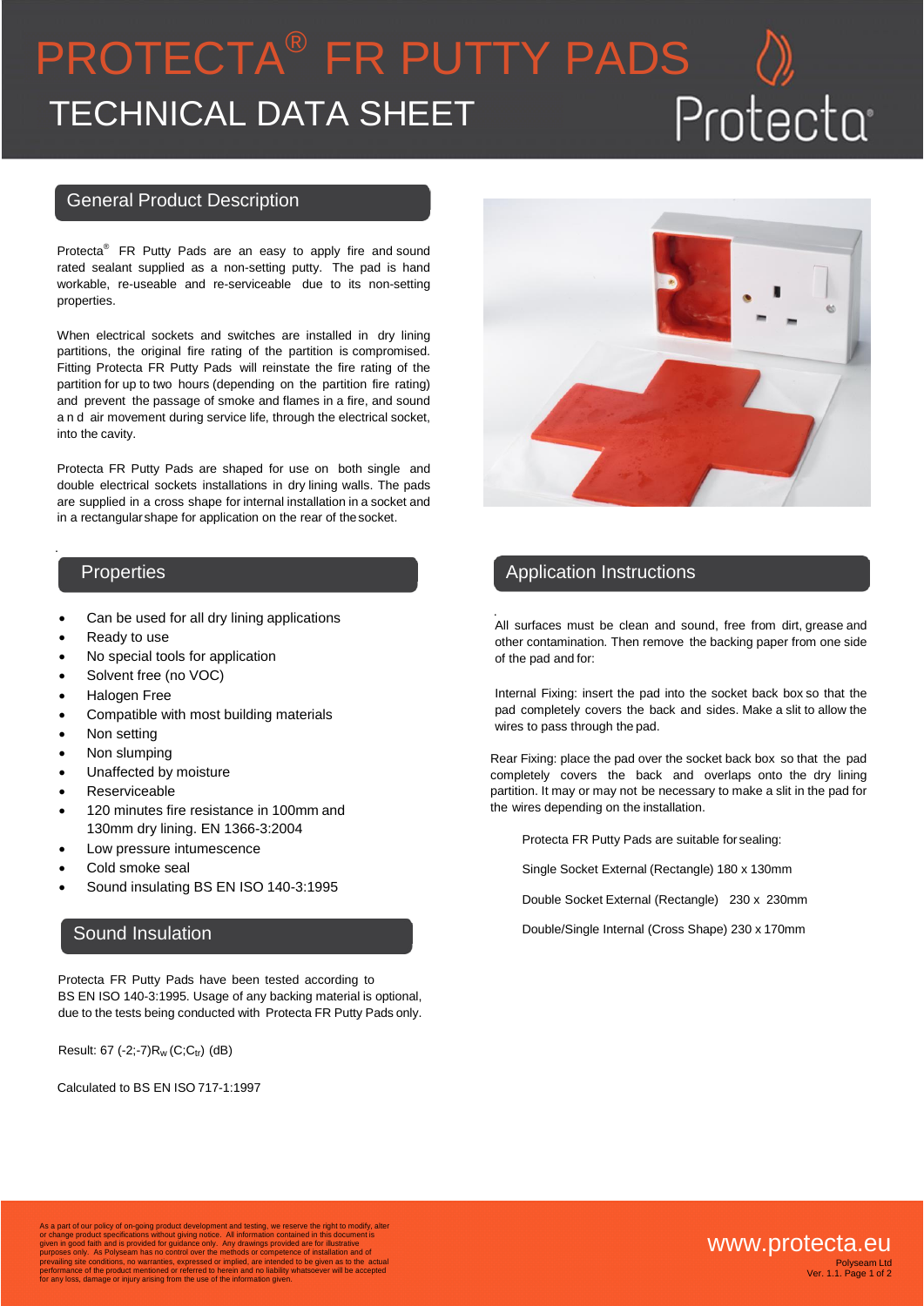# PROTECTA® FR PUTTY PADS

## TECHNICAL DATA SHEET

## General Product Description

Protecta® FR Putty Pads are an easy to apply fire and sound rated sealant supplied as a non-setting putty. The pad is hand workable, re-useable and re-serviceable due to its non-setting properties.

When electrical sockets and switches are installed in dry lining partitions, the original fire rating of the partition is compromised. Fitting Protecta FR Putty Pads will reinstate the fire rating of the partition for up to two hours (depending on the partition fire rating) and prevent the passage of smoke and flames in a fire, and sound and air movement during service life, through the electrical socket, into the cavity.

Protecta FR Putty Pads are shaped for use on both single and double electrical sockets installations in dry lining walls. The pads are supplied in a cross shape for internal installation in a socket and in a rectangular shape for application on the rear of the socket.

## Properties

- Can be used for all dry lining applications
- Ready to use
- No special tools for application
- Solvent free (no VOC)
- Halogen Free
- Compatible with most building materials
- Non setting
- Non slumping
- Unaffected by moisture
- Reserviceable
- 120 minutes fire resistance in 100mm and 130mm dry lining. EN 1366-3:2004
- Low pressure intumescence
- Cold smoke seal
- Sound insulating BS EN ISO 140-3:1995

## Sound Insulation

Protecta FR Putty Pads have been tested according to BS EN ISO 140-3:1995. Usage of any backing material is optional, due to the tests being conducted with Protecta FR Putty Pads only.

Result: 67 (-2;-7)$R_w$ ($C$;$C_{tr}$) (dB)

Calculated to BS EN ISO 717-1:1997

## Application Instructions

All surfaces must be clean and sound, free from dirt, grease and other contamination. Then remove the backing paper from one side of the pad and for:

Internal Fixing: insert the pad into the socket back box so that the pad completely covers the back and sides. Make a slit to allow the wires to pass through the pad.

Rear Fixing: place the pad over the socket back box so that the pad completely covers the back and overlaps onto the dry lining partition. It may or may not be necessary to make a slit in the pad for the wires depending on the installation.

Protecta FR Putty Pads are suitable for sealing:

Single Socket External (Rectangle) 180 x 130mm

Double Socket External (Rectangle) 230 x 230mm

Double/Single Internal (Cross Shape) 230 x 170mm

As a part of our policy of on-going product development and testing, we reserve the right to modify, alter or change product specifications without giving notice. All information contained in this document is given in good faith and is provided for guidance only. Any drawings provided are for illustrative purposes only. As Polyseam has no control over the methods or competence of installation and of prevailing site conditions, no warranties, expressed or implied, are intended to be given as to the actual performance of the product mentioned or referred to herein and no liability whatsoever will be accepted for any loss, damage or injury arising from the use of the information given.

www.protecta.eu

Polyseam Ltd
Ver. 1.1.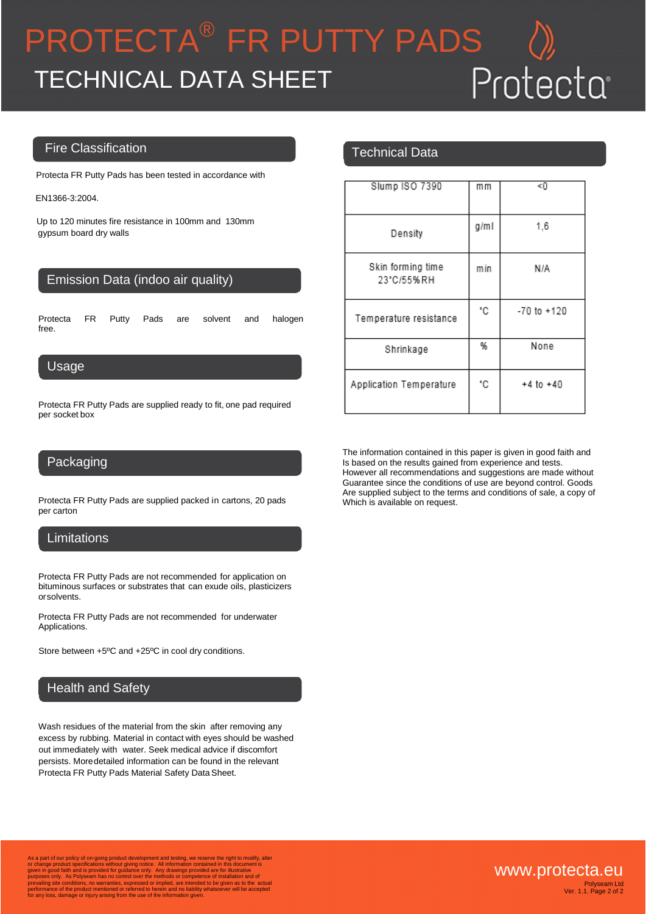# PROTECTA® FR PUTTY PADS

## TECHNICAL DATA SHEET

## Fire Classification

Protecta FR Putty Pads has been tested in accordance with

EN1366-3:2004.

Up to 120 minutes fire resistance in 100mm and 130mm gypsum board dry walls

## Emission Data (indoo air quality)

Protecta FR Putty Pads are solvent and halogen free.

## Usage

Protecta FR Putty Pads are supplied ready to fit, one pad required per socket box

## Packaging

Protecta FR Putty Pads are supplied packed in cartons, 20 pads per carton

## Limitations

Protecta FR Putty Pads are not recommended for application on bituminous surfaces or substrates that can exude oils, plasticizers or solvents.

Protecta FR Putty Pads are not recommended for underwater Applications.

Store between +5ºC and +25ºC in cool dry conditions.

## Health and Safety

Wash residues of the material from the skin after removing any excess by rubbing. Material in contact with eyes should be washed out immediately with water. Seek medical advice if discomfort persists. More detailed information can be found in the relevant Protecta FR Putty Pads Material Safety Data Sheet.

## Technical Data

| | | |
|---|---|---|
| Slump ISO 7390 | mm | <0 |
| Density | g/ml | 1,6 |
| Skin forming time 23°C/55%RH | min | N/A |
| Temperature resistance | °C | -70 to +120 |
| Shrinkage | % | None |
| Application Temperature | °C | +4 to +40 |

The information contained in this paper is given in good faith and Is based on the results gained from experience and tests. However all recommendations and suggestions are made without Guarantee since the conditions of use are beyond control. Goods Are supplied subject to the terms and conditions of sale, a copy of Which is available on request.

As a part of our policy of on-going product development and testing, we reserve the right to modify, alter or change product specifications without giving notice. All information contained in this document is given in good faith and is provided for guidance only. Any drawings provided are for illustrative purposes only. As Polyseam has no control over the methods or competence of installation and of prevailing site conditions, no warranties, expressed or implied, are intended to be given as to the actual performance of the product mentioned or referred to herein and no liability whatsoever will be accepted for any loss, damage or injury arising from the use of the information given.

www.protecta.eu

Polyseam Ltd